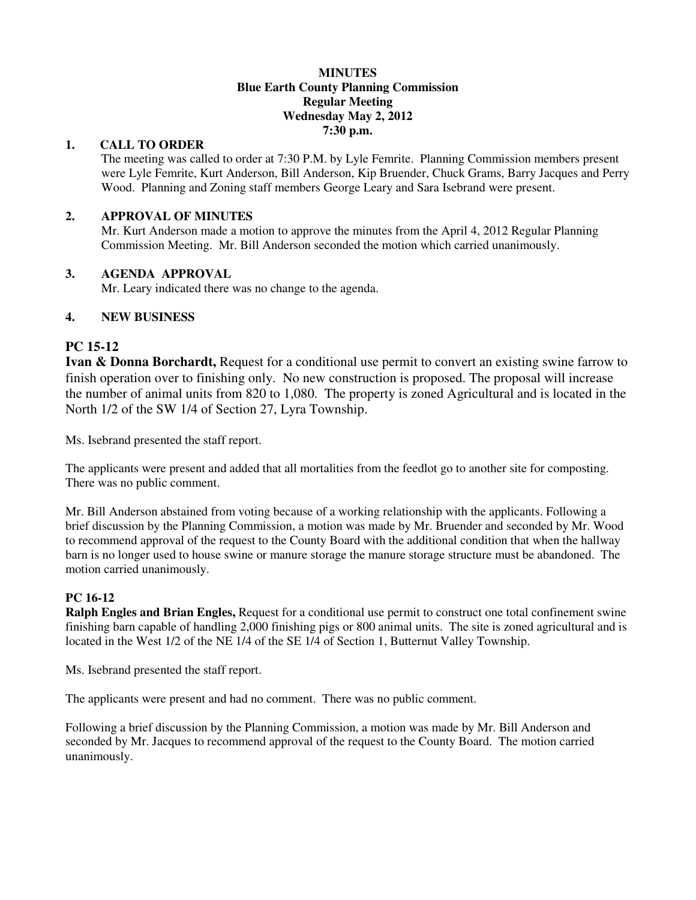**MINUTES**
**Blue Earth County Planning Commission**
**Regular Meeting**
**Wednesday May 2, 2012**
**7:30 p.m.**

## 1. CALL TO ORDER

The meeting was called to order at 7:30 P.M. by Lyle Femrite. Planning Commission members present were Lyle Femrite, Kurt Anderson, Bill Anderson, Kip Bruender, Chuck Grams, Barry Jacques and Perry Wood. Planning and Zoning staff members George Leary and Sara Isebrand were present.

## 2. APPROVAL OF MINUTES

Mr. Kurt Anderson made a motion to approve the minutes from the April 4, 2012 Regular Planning Commission Meeting. Mr. Bill Anderson seconded the motion which carried unanimously.

## 3. AGENDA APPROVAL

Mr. Leary indicated there was no change to the agenda.

## 4. NEW BUSINESS

### PC 15-12

**Ivan & Donna Borchardt,** Request for a conditional use permit to convert an existing swine farrow to finish operation over to finishing only. No new construction is proposed. The proposal will increase the number of animal units from 820 to 1,080. The property is zoned Agricultural and is located in the North 1/2 of the SW 1/4 of Section 27, Lyra Township.

Ms. Isebrand presented the staff report.

The applicants were present and added that all mortalities from the feedlot go to another site for composting. There was no public comment.

Mr. Bill Anderson abstained from voting because of a working relationship with the applicants. Following a brief discussion by the Planning Commission, a motion was made by Mr. Bruender and seconded by Mr. Wood to recommend approval of the request to the County Board with the additional condition that when the hallway barn is no longer used to house swine or manure storage the manure storage structure must be abandoned. The motion carried unanimously.

### PC 16-12

**Ralph Engles and Brian Engles,** Request for a conditional use permit to construct one total confinement swine finishing barn capable of handling 2,000 finishing pigs or 800 animal units. The site is zoned agricultural and is located in the West 1/2 of the NE 1/4 of the SE 1/4 of Section 1, Butternut Valley Township.

Ms. Isebrand presented the staff report.

The applicants were present and had no comment. There was no public comment.

Following a brief discussion by the Planning Commission, a motion was made by Mr. Bill Anderson and seconded by Mr. Jacques to recommend approval of the request to the County Board. The motion carried unanimously.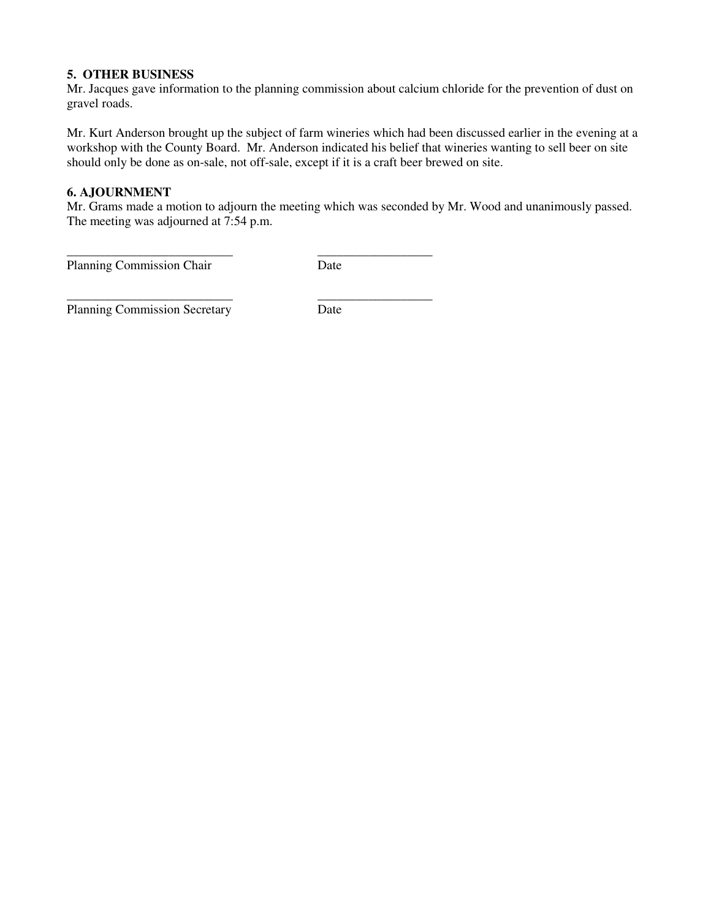**5. OTHER BUSINESS**

Mr. Jacques gave information to the planning commission about calcium chloride for the prevention of dust on gravel roads.

Mr. Kurt Anderson brought up the subject of farm wineries which had been discussed earlier in the evening at a workshop with the County Board. Mr. Anderson indicated his belief that wineries wanting to sell beer on site should only be done as on-sale, not off-sale, except if it is a craft beer brewed on site.

**6. AJOURNMENT**

Mr. Grams made a motion to adjourn the meeting which was seconded by Mr. Wood and unanimously passed. The meeting was adjourned at 7:54 p.m.

___________________________ __________________
Planning Commission Chair Date

___________________________ __________________
Planning Commission Secretary Date